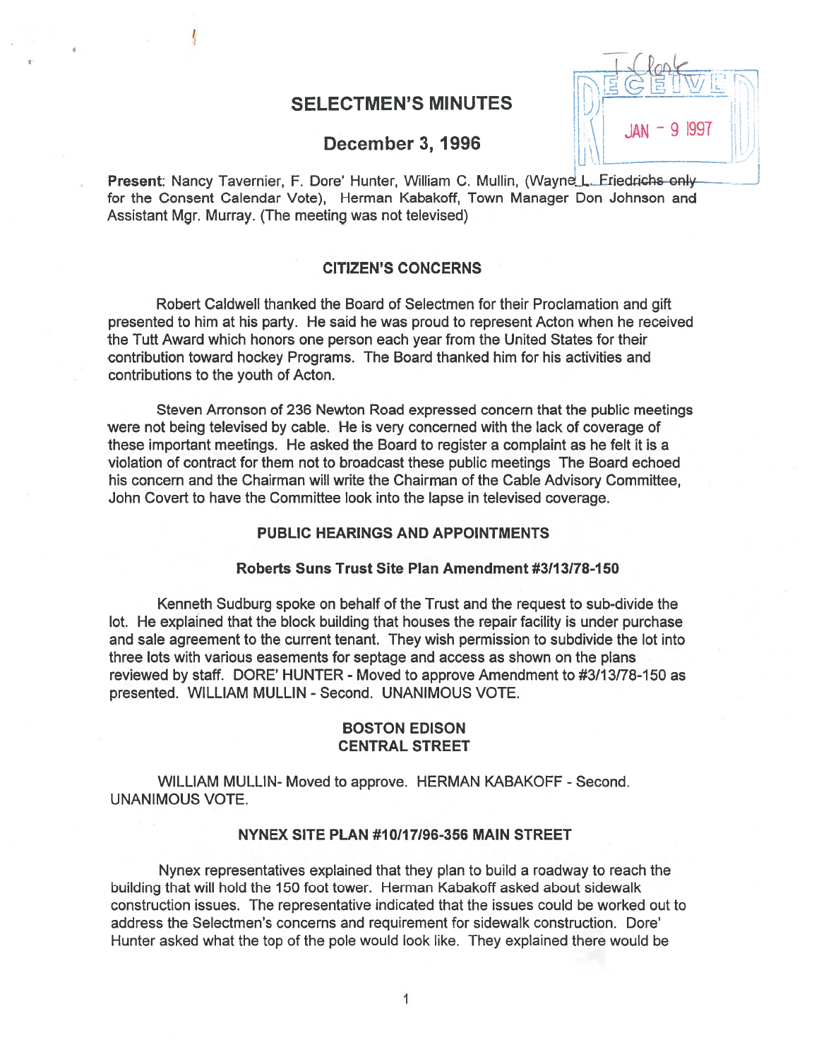# SELECTMEN'S MINUTES

## December 3, 1996

**Present**: Nancy Tavernier, F. Dore' Hunter, William C. Mullin, (Wayne L. Friedrichs only for the Consent Calendar Vote), Herman Kabakoff, Town Manager Don Johnson and Assistant Mgr. Murray. (The meeting was not televised)

### CITIZEN'S CONCERNS

Robert Caldwell thanked the Board of Selectmen for their Proclamation and gift presented to him at his party. He said he was proud to represent Acton when he received the Tutt Award which honors one person each year from the United States for their contribution toward hockey Programs. The Board thanked him for his activities and contributions to the youth of Acton.

Steven Arronson of 236 Newton Road expressed concern that the public meetings were not being televised by cable. He is very concerned with the lack of coverage of these important meetings. He asked the Board to register a complaint as he felt it is a violation of contract for them not to broadcast these public meetings The Board echoed his concern and the Chairman will write the Chairman of the Cable Advisory Committee, John Covert to have the Committee look into the lapse in televised coverage.

### PUBLIC HEARINGS AND APPOINTMENTS

#### Roberts Suns Trust Site Plan Amendment #3/13/78-150

Kenneth Sudburg spoke on behalf of the Trust and the request to sub-divide the lot. He explained that the block building that houses the repair facility is under purchase and sale agreement to the current tenant. They wish permission to subdivide the lot into three lots with various easements for septage and access as shown on the plans reviewed by staff. DORE' HUNTER - Moved to approve Amendment to #3/13/78-150 as presented. WILLIAM MULLIN - Second. UNANIMOUS VOTE.

#### BOSTON EDISON CENTRAL STREET

WILLIAM MULLIN- Moved to approve. HERMAN KABAKOFF - Second. UNANIMOUS VOTE.

#### NYNEX SITE PLAN #10/17/96-356 MAIN STREET

Nynex representatives explained that they plan to build a roadway to reach the building that will hold the 150 foot tower. Herman Kabakoff asked about sidewalk construction issues. The representative indicated that the issues could be worked out to address the Selectmen's concerns and requirement for sidewalk construction. Dore' Hunter asked what the top of the pole would look like. They explained there would be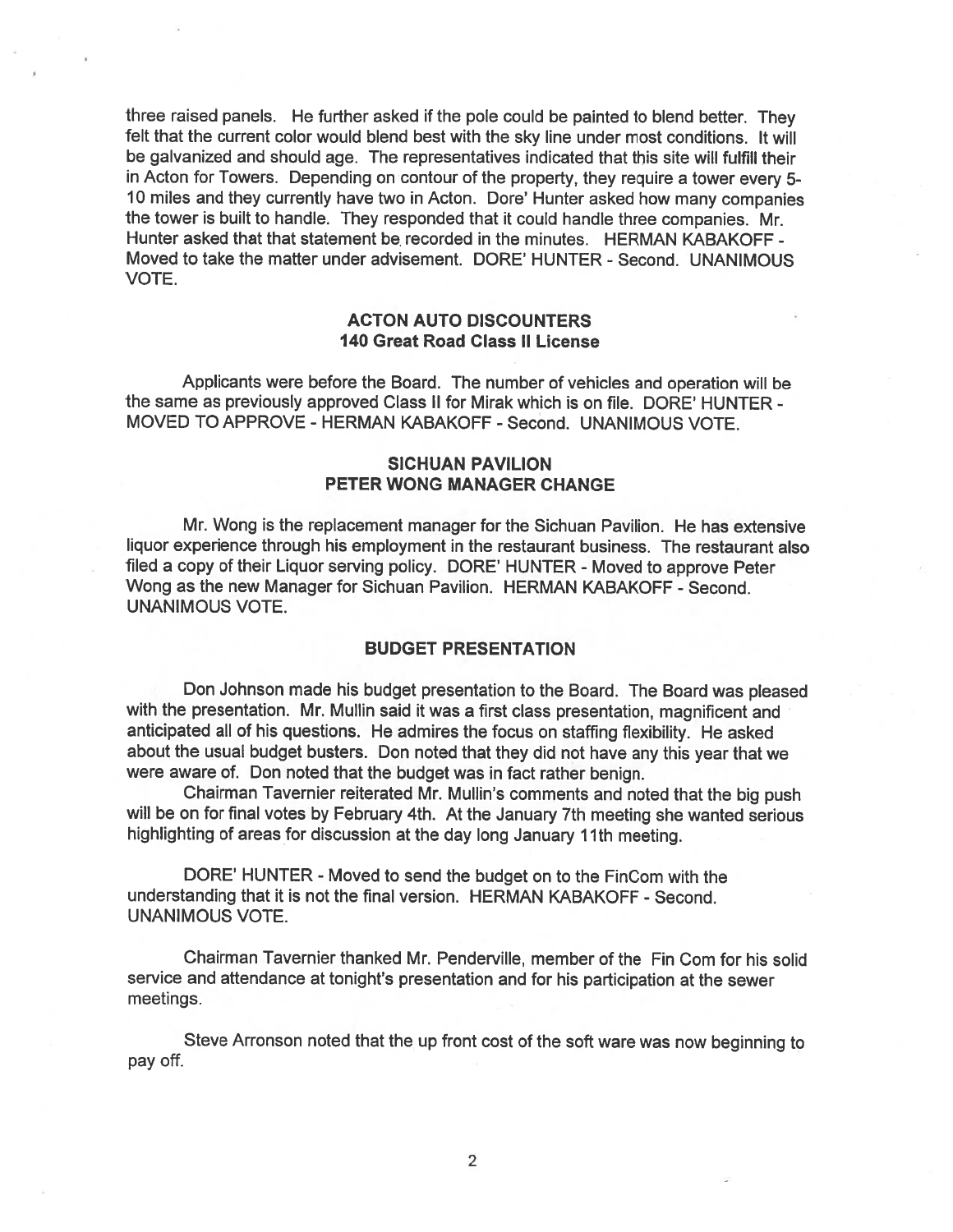three raised panels. He further asked if the pole could be painted to blend better. They felt that the current color would blend best with the sky line under most conditions. It will be galvanized and should age. The representatives indicated that this site will fulfill their in Acton for Towers. Depending on contour of the property, they require a tower every 5-10 miles and they currently have two in Acton. Dore' Hunter asked how many companies the tower is built to handle. They responded that it could handle three companies. Mr. Hunter asked that that statement be recorded in the minutes. HERMAN KABAKOFF - Moved to take the matter under advisement. DORE' HUNTER - Second. UNANIMOUS VOTE.

## ACTON AUTO DISCOUNTERS
## 140 Great Road Class II License

Applicants were before the Board. The number of vehicles and operation will be the same as previously approved Class II for Mirak which is on file. DORE' HUNTER - MOVED TO APPROVE - HERMAN KABAKOFF - Second. UNANIMOUS VOTE.

## SICHUAN PAVILION
## PETER WONG MANAGER CHANGE

Mr. Wong is the replacement manager for the Sichuan Pavilion. He has extensive liquor experience through his employment in the restaurant business. The restaurant also filed a copy of their Liquor serving policy. DORE' HUNTER - Moved to approve Peter Wong as the new Manager for Sichuan Pavilion. HERMAN KABAKOFF - Second. UNANIMOUS VOTE.

## BUDGET PRESENTATION

Don Johnson made his budget presentation to the Board. The Board was pleased with the presentation. Mr. Mullin said it was a first class presentation, magnificent and anticipated all of his questions. He admires the focus on staffing flexibility. He asked about the usual budget busters. Don noted that they did not have any this year that we were aware of. Don noted that the budget was in fact rather benign.

Chairman Tavernier reiterated Mr. Mullin's comments and noted that the big push will be on for final votes by February 4th. At the January 7th meeting she wanted serious highlighting of areas for discussion at the day long January 11th meeting.

DORE' HUNTER - Moved to send the budget on to the FinCom with the understanding that it is not the final version. HERMAN KABAKOFF - Second. UNANIMOUS VOTE.

Chairman Tavernier thanked Mr. Penderville, member of the Fin Com for his solid service and attendance at tonight's presentation and for his participation at the sewer meetings.

Steve Arronson noted that the up front cost of the soft ware was now beginning to pay off.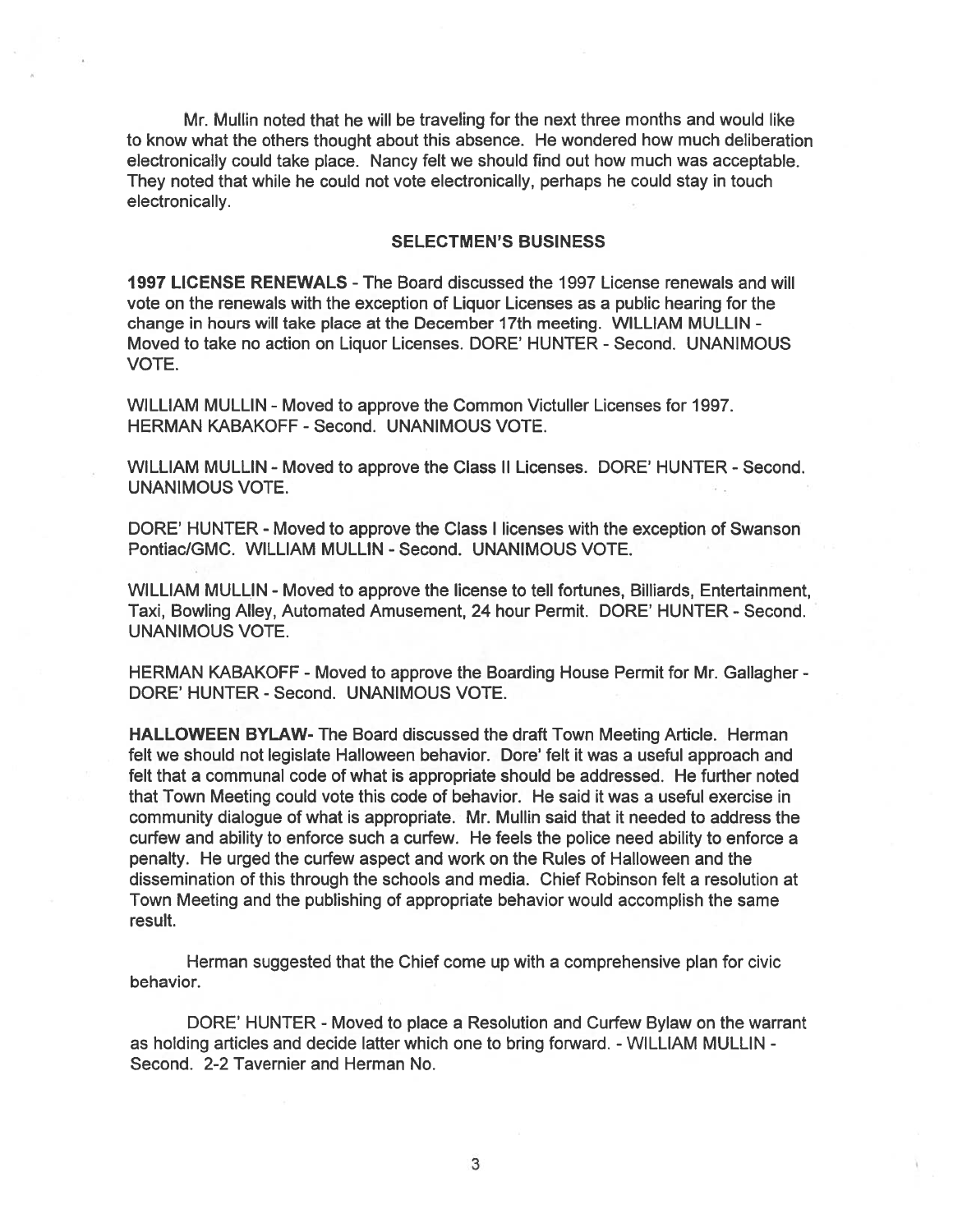Mr. Mullin noted that he will be traveling for the next three months and would like to know what the others thought about this absence. He wondered how much deliberation electronically could take place. Nancy felt we should find out how much was acceptable. They noted that while he could not vote electronically, perhaps he could stay in touch electronically.

## SELECTMEN'S BUSINESS

**1997 LICENSE RENEWALS** - The Board discussed the 1997 License renewals and will vote on the renewals with the exception of Liquor Licenses as a public hearing for the change in hours will take place at the December 17th meeting. WILLIAM MULLIN - Moved to take no action on Liquor Licenses. DORE' HUNTER - Second. UNANIMOUS VOTE.

WILLIAM MULLIN - Moved to approve the Common Victuller Licenses for 1997. HERMAN KABAKOFF - Second. UNANIMOUS VOTE.

WILLIAM MULLIN - Moved to approve the Class II Licenses. DORE' HUNTER - Second. UNANIMOUS VOTE.

DORE' HUNTER - Moved to approve the Class I licenses with the exception of Swanson Pontiac/GMC. WILLIAM MULLIN - Second. UNANIMOUS VOTE.

WILLIAM MULLIN - Moved to approve the license to tell fortunes, Billiards, Entertainment, Taxi, Bowling Alley, Automated Amusement, 24 hour Permit. DORE' HUNTER - Second. UNANIMOUS VOTE.

HERMAN KABAKOFF - Moved to approve the Boarding House Permit for Mr. Gallagher - DORE' HUNTER - Second. UNANIMOUS VOTE.

**HALLOWEEN BYLAW-** The Board discussed the draft Town Meeting Article. Herman felt we should not legislate Halloween behavior. Dore' felt it was a useful approach and felt that a communal code of what is appropriate should be addressed. He further noted that Town Meeting could vote this code of behavior. He said it was a useful exercise in community dialogue of what is appropriate. Mr. Mullin said that it needed to address the curfew and ability to enforce such a curfew. He feels the police need ability to enforce a penalty. He urged the curfew aspect and work on the Rules of Halloween and the dissemination of this through the schools and media. Chief Robinson felt a resolution at Town Meeting and the publishing of appropriate behavior would accomplish the same result.

Herman suggested that the Chief come up with a comprehensive plan for civic behavior.

DORE' HUNTER - Moved to place a Resolution and Curfew Bylaw on the warrant as holding articles and decide latter which one to bring forward. - WILLIAM MULLIN - Second. 2-2 Tavernier and Herman No.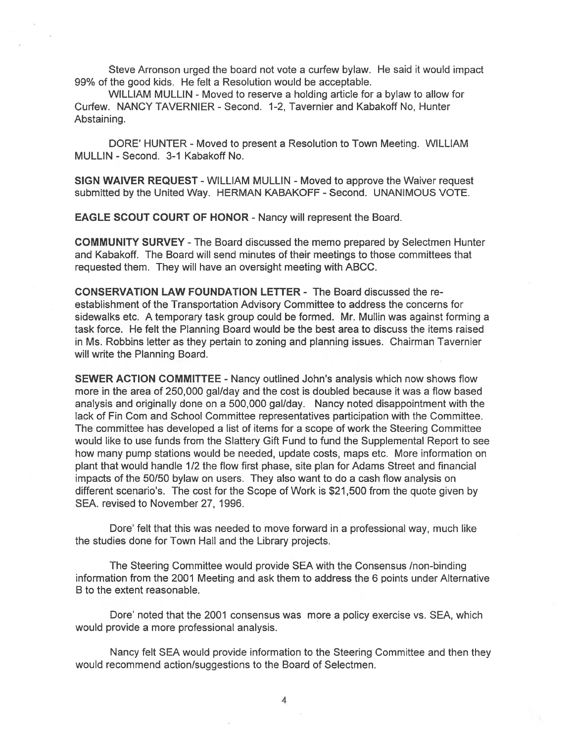Steve Arronson urged the board not vote a curfew bylaw. He said it would impact 99% of the good kids. He felt a Resolution would be acceptable.

WILLIAM MULLIN - Moved to reserve a holding article for a bylaw to allow for Curfew. NANCY TAVERNIER - Second. 1-2, Tavernier and Kabakoff No, Hunter Abstaining.

DORE' HUNTER - Moved to present a Resolution to Town Meeting. WILLIAM MULLIN - Second. 3-1 Kabakoff No.

**SIGN WAIVER REQUEST** - WILLIAM MULLIN - Moved to approve the Waiver request submitted by the United Way. HERMAN KABAKOFF - Second. UNANIMOUS VOTE.

**EAGLE SCOUT COURT OF HONOR** - Nancy will represent the Board.

**COMMUNITY SURVEY** - The Board discussed the memo prepared by Selectmen Hunter and Kabakoff. The Board will send minutes of their meetings to those committees that requested them. They will have an oversight meeting with ABCC.

**CONSERVATION LAW FOUNDATION LETTER** - The Board discussed the re-establishment of the Transportation Advisory Committee to address the concerns for sidewalks etc. A temporary task group could be formed. Mr. Mullin was against forming a task force. He felt the Planning Board would be the best area to discuss the items raised in Ms. Robbins letter as they pertain to zoning and planning issues. Chairman Tavernier will write the Planning Board.

**SEWER ACTION COMMITTEE** - Nancy outlined John's analysis which now shows flow more in the area of 250,000 gal/day and the cost is doubled because it was a flow based analysis and originally done on a 500,000 gal/day. Nancy noted disappointment with the lack of Fin Com and School Committee representatives participation with the Committee. The committee has developed a list of items for a scope of work the Steering Committee would like to use funds from the Slattery Gift Fund to fund the Supplemental Report to see how many pump stations would be needed, update costs, maps etc. More information on plant that would handle 1/2 the flow first phase, site plan for Adams Street and financial impacts of the 50/50 bylaw on users. They also want to do a cash flow analysis on different scenario's. The cost for the Scope of Work is $21,500 from the quote given by SEA. revised to November 27, 1996.

Dore' felt that this was needed to move forward in a professional way, much like the studies done for Town Hall and the Library projects.

The Steering Committee would provide SEA with the Consensus /non-binding information from the 2001 Meeting and ask them to address the 6 points under Alternative B to the extent reasonable.

Dore' noted that the 2001 consensus was more a policy exercise vs. SEA, which would provide a more professional analysis.

Nancy felt SEA would provide information to the Steering Committee and then they would recommend action/suggestions to the Board of Selectmen.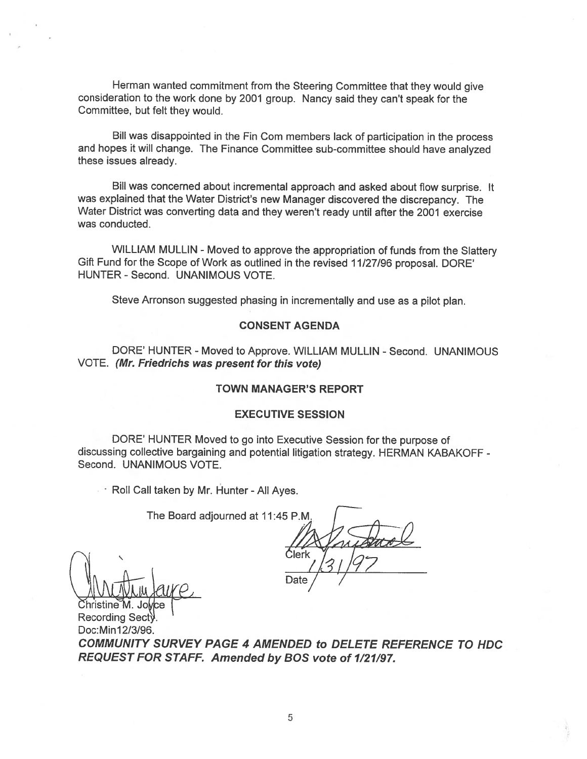Herman wanted commitment from the Steering Committee that they would give consideration to the work done by 2001 group. Nancy said they can't speak for the Committee, but felt they would.

Bill was disappointed in the Fin Com members lack of participation in the process and hopes it will change. The Finance Committee sub-committee should have analyzed these issues already.

Bill was concerned about incremental approach and asked about flow surprise. It was explained that the Water District's new Manager discovered the discrepancy. The Water District was converting data and they weren't ready until after the 2001 exercise was conducted.

WILLIAM MULLIN - Moved to approve the appropriation of funds from the Slattery Gift Fund for the Scope of Work as outlined in the revised 11/27/96 proposal. DORE' HUNTER - Second. UNANIMOUS VOTE.

Steve Arronson suggested phasing in incrementally and use as a pilot plan.

## CONSENT AGENDA

DORE' HUNTER - Moved to Approve. WILLIAM MULLIN - Second. UNANIMOUS VOTE. ***(Mr. Friedrichs was present for this vote)***

## TOWN MANAGER'S REPORT

## EXECUTIVE SESSION

DORE' HUNTER Moved to go into Executive Session for the purpose of discussing collective bargaining and potential litigation strategy. HERMAN KABAKOFF - Second. UNANIMOUS VOTE.

Roll Call taken by Mr. Hunter - All Ayes.

The Board adjourned at 11:45 P.M.

Clerk

Date 1/31/97

Christine M. Joyce
Recording Secty.
Doc:Min12/3/96.

***COMMUNITY SURVEY PAGE 4 AMENDED to DELETE REFERENCE TO HDC REQUEST FOR STAFF. Amended by BOS vote of 1/21/97.***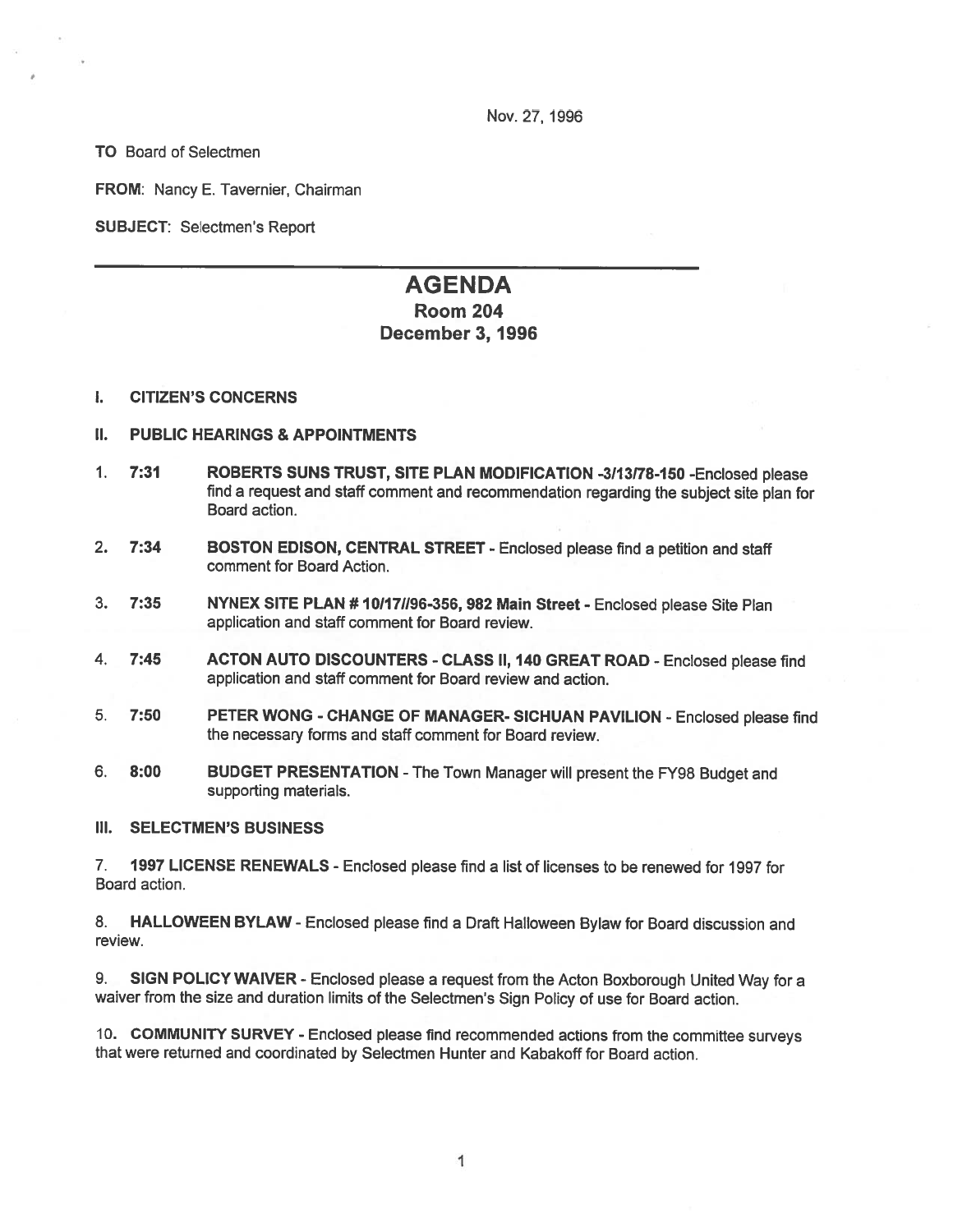Nov. 27, 1996

**TO** Board of Selectmen

**FROM:** Nancy E. Tavernier, Chairman

**SUBJECT:** Selectmen's Report

---

# AGENDA
## Room 204
## December 3, 1996

### I. CITIZEN'S CONCERNS

### II. PUBLIC HEARINGS & APPOINTMENTS

1. **7:31** **ROBERTS SUNS TRUST, SITE PLAN MODIFICATION -3/13/78-150** -Enclosed please find a request and staff comment and recommendation regarding the subject site plan for Board action.

2. **7:34** **BOSTON EDISON, CENTRAL STREET** - Enclosed please find a petition and staff comment for Board Action.

3. **7:35** **NYNEX SITE PLAN # 10/17//96-356, 982 Main Street** - Enclosed please Site Plan application and staff comment for Board review.

4. **7:45** **ACTON AUTO DISCOUNTERS - CLASS II, 140 GREAT ROAD** - Enclosed please find application and staff comment for Board review and action.

5. **7:50** **PETER WONG - CHANGE OF MANAGER- SICHUAN PAVILION** - Enclosed please find the necessary forms and staff comment for Board review.

6. **8:00** **BUDGET PRESENTATION** - The Town Manager will present the FY98 Budget and supporting materials.

### III. SELECTMEN'S BUSINESS

7. **1997 LICENSE RENEWALS** - Enclosed please find a list of licenses to be renewed for 1997 for Board action.

8. **HALLOWEEN BYLAW** - Enclosed please find a Draft Halloween Bylaw for Board discussion and review.

9. **SIGN POLICY WAIVER** - Enclosed please a request from the Acton Boxborough United Way for a waiver from the size and duration limits of the Selectmen's Sign Policy of use for Board action.

10. **COMMUNITY SURVEY** - Enclosed please find recommended actions from the committee surveys that were returned and coordinated by Selectmen Hunter and Kabakoff for Board action.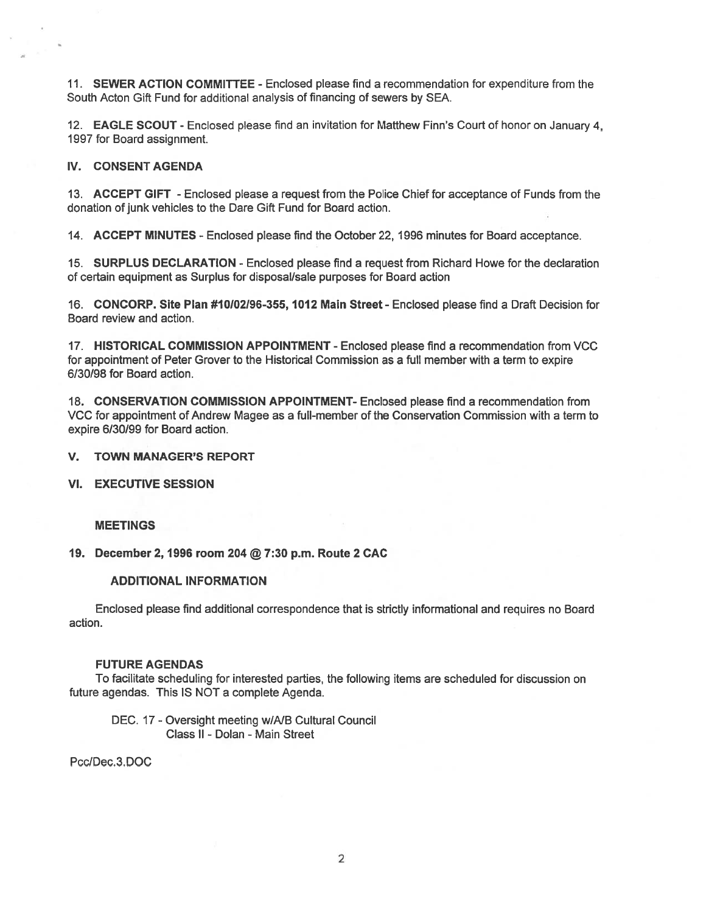11. **SEWER ACTION COMMITTEE** - Enclosed please find a recommendation for expenditure from the South Acton Gift Fund for additional analysis of financing of sewers by SEA.

12. **EAGLE SCOUT** - Enclosed please find an invitation for Matthew Finn's Court of honor on January 4, 1997 for Board assignment.

## IV. CONSENT AGENDA

13. **ACCEPT GIFT** - Enclosed please a request from the Police Chief for acceptance of Funds from the donation of junk vehicles to the Dare Gift Fund for Board action.

14. **ACCEPT MINUTES** - Enclosed please find the October 22, 1996 minutes for Board acceptance.

15. **SURPLUS DECLARATION** - Enclosed please find a request from Richard Howe for the declaration of certain equipment as Surplus for disposal/sale purposes for Board action

16. **CONCORP. Site Plan #10/02/96-355, 1012 Main Street** - Enclosed please find a Draft Decision for Board review and action.

17. **HISTORICAL COMMISSION APPOINTMENT** - Enclosed please find a recommendation from VCC for appointment of Peter Grover to the Historical Commission as a full member with a term to expire 6/30/98 for Board action.

18. **CONSERVATION COMMISSION APPOINTMENT**- Enclosed please find a recommendation from VCC for appointment of Andrew Magee as a full-member of the Conservation Commission with a term to expire 6/30/99 for Board action.

## V. TOWN MANAGER'S REPORT

## VI. EXECUTIVE SESSION

### MEETINGS

**19. December 2, 1996 room 204 @ 7:30 p.m. Route 2 CAC**

### ADDITIONAL INFORMATION

Enclosed please find additional correspondence that is strictly informational and requires no Board action.

### FUTURE AGENDAS

To facilitate scheduling for interested parties, the following items are scheduled for discussion on future agendas. This IS NOT a complete Agenda.

DEC. 17 - Oversight meeting w/A/B Cultural Council
Class II - Dolan - Main Street

Pcc/Dec.3.DOC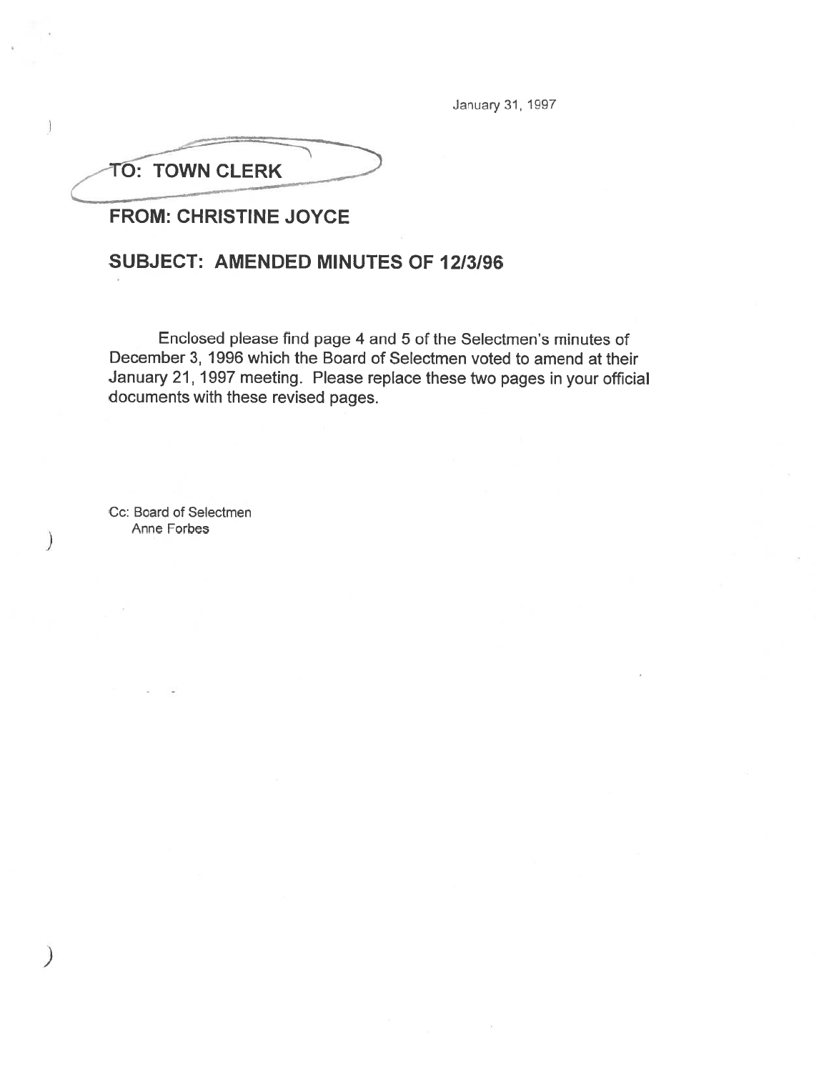January 31, 1997

**TO: TOWN CLERK**

**FROM: CHRISTINE JOYCE**

**SUBJECT: AMENDED MINUTES OF 12/3/96**

Enclosed please find page 4 and 5 of the Selectmen's minutes of December 3, 1996 which the Board of Selectmen voted to amend at their January 21, 1997 meeting. Please replace these two pages in your official documents with these revised pages.

Cc: Board of Selectmen
Anne Forbes